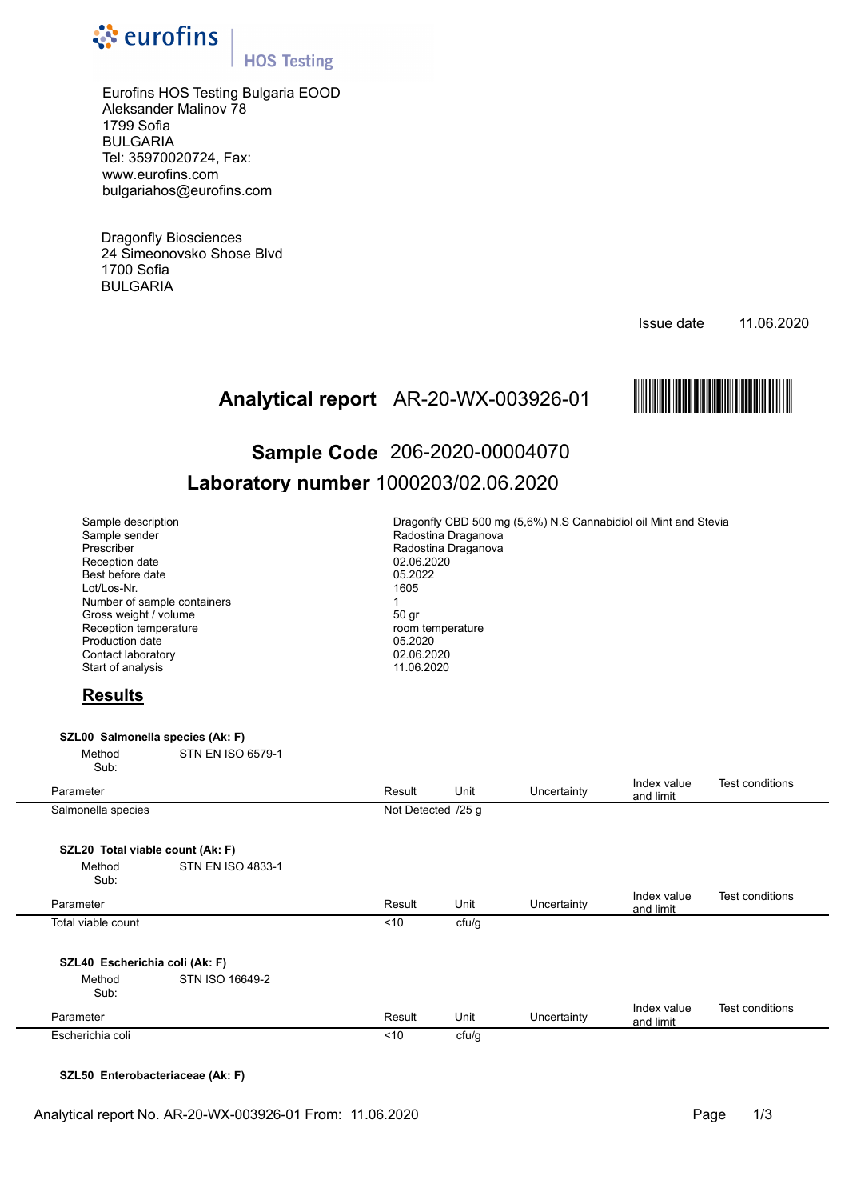eurofins | HOS Testing

Eurofins HOS Testing Bulgaria EOOD
Aleksander Malinov 78
1799 Sofia
BULGARIA
Tel: 35970020724, Fax:
www.eurofins.com
bulgariahos@eurofins.com

Dragonfly Biosciences
24 Simeonovsko Shose Blvd
1700 Sofia
BULGARIA

Issue date 11.06.2020

# Analytical report AR-20-WX-003926-01

## Sample Code 206-2020-00004070

## Laboratory number 1000203/02.06.2020

| | |
|---|---|
| Sample description | Dragonfly CBD 500 mg (5,6%) N.S Cannabidiol oil Mint and Stevia |
| Sample sender | Radostina Draganova |
| Prescriber | Radostina Draganova |
| Reception date | 02.06.2020 |
| Best before date | 05.2022 |
| Lot/Los-Nr. | 1605 |
| Number of sample containers | 1 |
| Gross weight / volume | 50 gr |
| Reception temperature | room temperature |
| Production date | 05.2020 |
| Contact laboratory | 02.06.2020 |
| Start of analysis | 11.06.2020 |

## Results

**SZL00 Salmonella species (Ak: F)**

Method STN EN ISO 6579-1
Sub:

| Parameter | Result | Unit | Uncertainty | Index value and limit | Test conditions |
|---|---|---|---|---|---|
| Salmonella species | Not Detected | /25 g | | | |

**SZL20 Total viable count (Ak: F)**

Method STN EN ISO 4833-1
Sub:

| Parameter | Result | Unit | Uncertainty | Index value and limit | Test conditions |
|---|---|---|---|---|---|
| Total viable count | <10 | cfu/g | | | |

**SZL40 Escherichia coli (Ak: F)**

Method STN ISO 16649-2
Sub:

| Parameter | Result | Unit | Uncertainty | Index value and limit | Test conditions |
|---|---|---|---|---|---|
| Escherichia coli | <10 | cfu/g | | | |

**SZL50 Enterobacteriaceae (Ak: F)**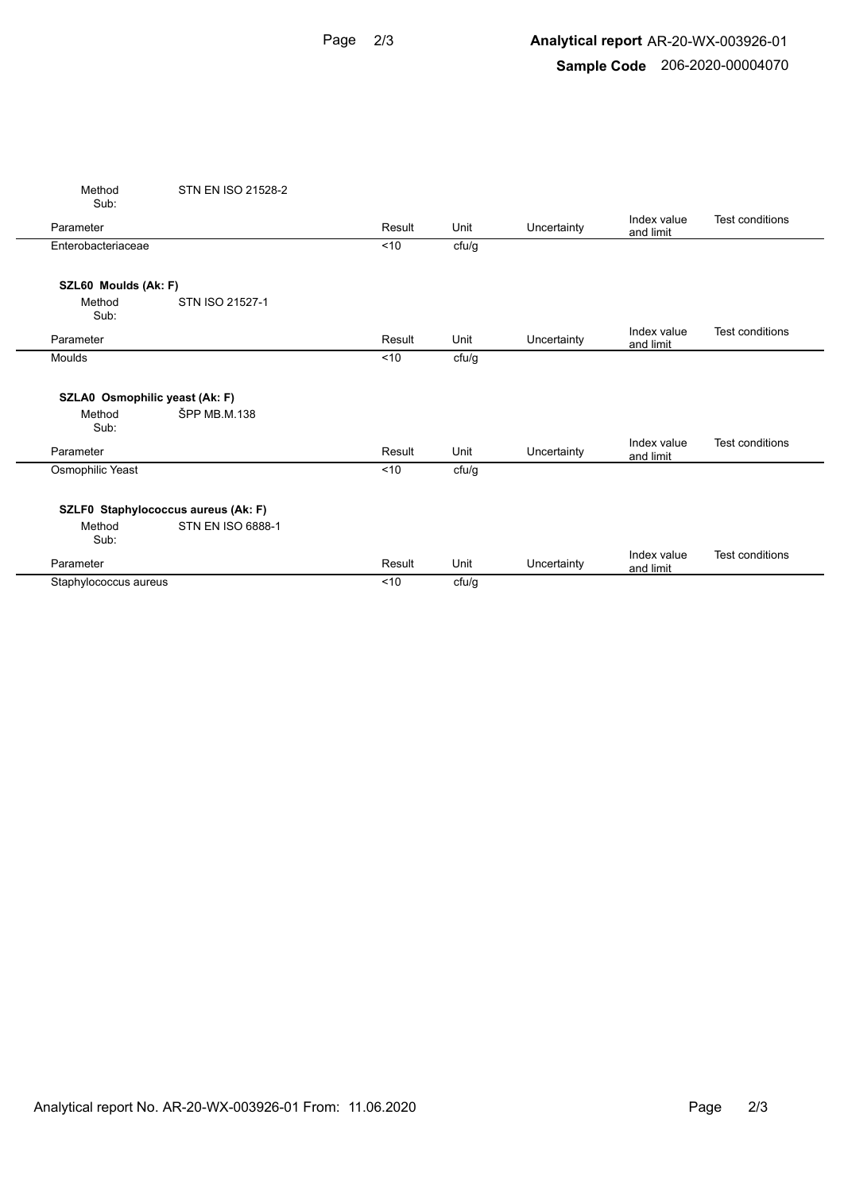Method STN EN ISO 21528-2
Sub:

| Parameter | Result | Unit | Uncertainty | Index value and limit | Test conditions |
|---|---|---|---|---|---|
| Enterobacteriaceae | <10 | cfu/g | | | |

**SZL60 Moulds (Ak: F)**

Method STN ISO 21527-1
Sub:

| Parameter | Result | Unit | Uncertainty | Index value and limit | Test conditions |
|---|---|---|---|---|---|
| Moulds | <10 | cfu/g | | | |

**SZLA0 Osmophilic yeast (Ak: F)**

Method ŠPP MB.M.138
Sub:

| Parameter | Result | Unit | Uncertainty | Index value and limit | Test conditions |
|---|---|---|---|---|---|
| Osmophilic Yeast | <10 | cfu/g | | | |

**SZLF0 Staphylococcus aureus (Ak: F)**

Method STN EN ISO 6888-1
Sub:

| Parameter | Result | Unit | Uncertainty | Index value and limit | Test conditions |
|---|---|---|---|---|---|
| Staphylococcus aureus | <10 | cfu/g | | | |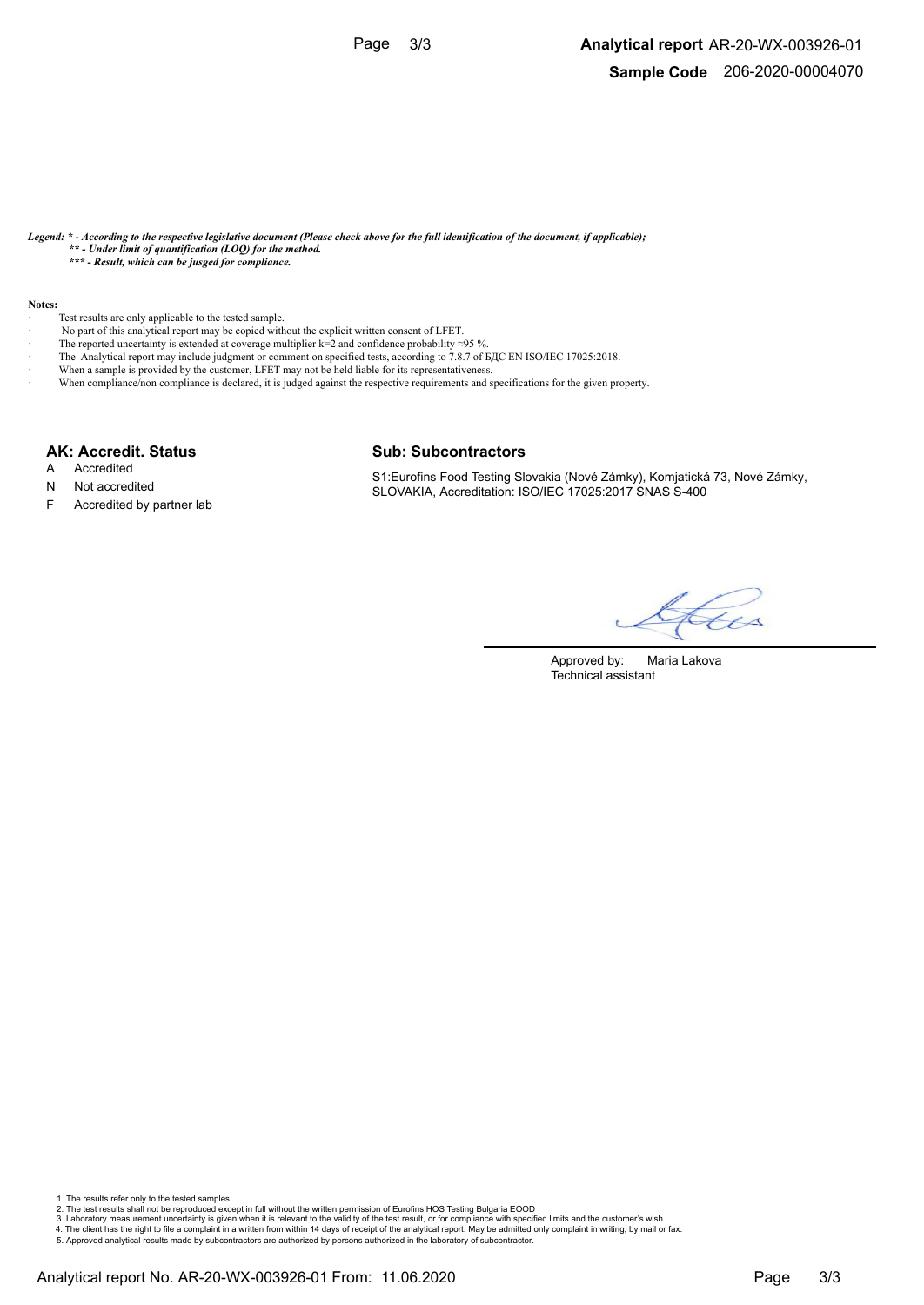*Legend: * - According to the respective legislative document (Please check above for the full identification of the document, if applicable);*
*** - Under limit of quantification (LOQ) for the method.*
**** - Result, which can be jusged for compliance.*

**Notes:**

- Test results are only applicable to the tested sample.
- No part of this analytical report may be copied without the explicit written consent of LFET.
- The reported uncertainty is extended at coverage multiplier k=2 and confidence probability ≈95 %.
- The Analytical report may include judgment or comment on specified tests, according to 7.8.7 of БДС EN ISO/IEC 17025:2018.
- When a sample is provided by the customer, LFET may not be held liable for its representativeness.
- When compliance/non compliance is declared, it is judged against the respective requirements and specifications for the given property.

**AK: Accredit. Status**

A Accredited
N Not accredited
F Accredited by partner lab

**Sub: Subcontractors**

S1:Eurofins Food Testing Slovakia (Nové Zámky), Komjatická 73, Nové Zámky, SLOVAKIA, Accreditation: ISO/IEC 17025:2017 SNAS S-400

Approved by: Maria Lakova
Technical assistant

1. The results refer only to the tested samples.
2. The test results shall not be reproduced except in full without the written permission of Eurofins HOS Testing Bulgaria EOOD
3. Laboratory measurement uncertainty is given when it is relevant to the validity of the test result, or for compliance with specified limits and the customer's wish.
4. The client has the right to file a complaint in a written from within 14 days of receipt of the analytical report. May be admitted only complaint in writing, by mail or fax.
5. Approved analytical results made by subcontractors are authorized by persons authorized in the laboratory of subcontractor.